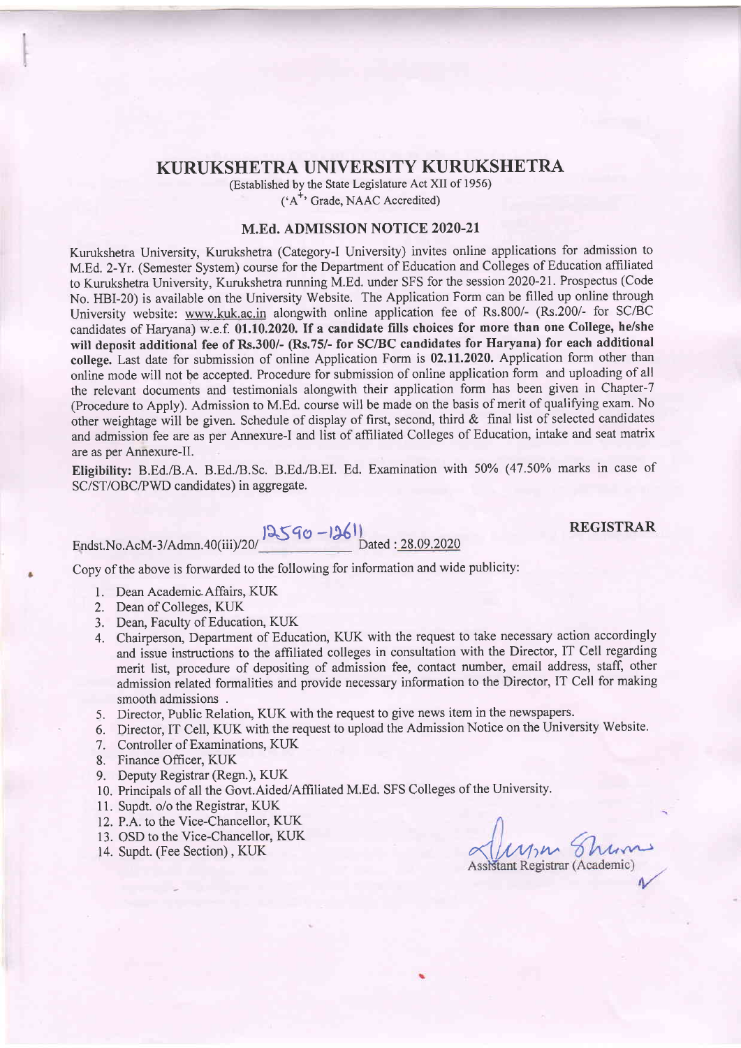# KURUKSHETRA UNIVERSITY KURUKSHETRA

(Established by the State Legislature Act XII of 1956)
('A+' Grade, NAAC Accredited)

## M.Ed. ADMISSION NOTICE 2020-21

Kurukshetra University, Kurukshetra (Category-I University) invites online applications for admission to M.Ed. 2-Yr. (Semester System) course for the Department of Education and Colleges of Education affiliated to Kurukshetra University, Kurukshetra running M.Ed. under SFS for the session 2020-21. Prospectus (Code No. HBI-20) is available on the University Website. The Application Form can be filled up online through University website: www.kuk.ac.in alongwith online application fee of Rs.800/- (Rs.200/- for SC/BC candidates of Haryana) w.e.f. **01.10.2020. If a candidate fills choices for more than one College, he/she will deposit additional fee of Rs.300/- (Rs.75/- for SC/BC candidates for Haryana) for each additional college.** Last date for submission of online Application Form is **02.11.2020.** Application form other than online mode will not be accepted. Procedure for submission of online application form and uploading of all the relevant documents and testimonials alongwith their application form has been given in Chapter-7 (Procedure to Apply). Admission to M.Ed. course will be made on the basis of merit of qualifying exam. No other weightage will be given. Schedule of display of first, second, third & final list of selected candidates and admission fee are as per Annexure-I and list of affiliated Colleges of Education, intake and seat matrix are as per Annexure-II.

**Eligibility:** B.Ed./B.A. B.Ed./B.Sc. B.Ed./B.El. Ed. Examination with 50% (47.50% marks in case of SC/ST/OBC/PWD candidates) in aggregate.

**REGISTRAR**

Endst.No.AcM-3/Admn.40(iii)/20/12590-12611 Dated : 28.09.2020

Copy of the above is forwarded to the following for information and wide publicity:

1. Dean Academic Affairs, KUK
2. Dean of Colleges, KUK
3. Dean, Faculty of Education, KUK
4. Chairperson, Department of Education, KUK with the request to take necessary action accordingly and issue instructions to the affiliated colleges in consultation with the Director, IT Cell regarding merit list, procedure of depositing of admission fee, contact number, email address, staff, other admission related formalities and provide necessary information to the Director, IT Cell for making smooth admissions .
5. Director, Public Relation, KUK with the request to give news item in the newspapers.
6. Director, IT Cell, KUK with the request to upload the Admission Notice on the University Website.
7. Controller of Examinations, KUK
8. Finance Officer, KUK
9. Deputy Registrar (Regn.), KUK
10. Principals of all the Govt.Aided/Affiliated M.Ed. SFS Colleges of the University.
11. Supdt. o/o the Registrar, KUK
12. P.A. to the Vice-Chancellor, KUK
13. OSD to the Vice-Chancellor, KUK
14. Supdt. (Fee Section), KUK

Assistant Registrar (Academic)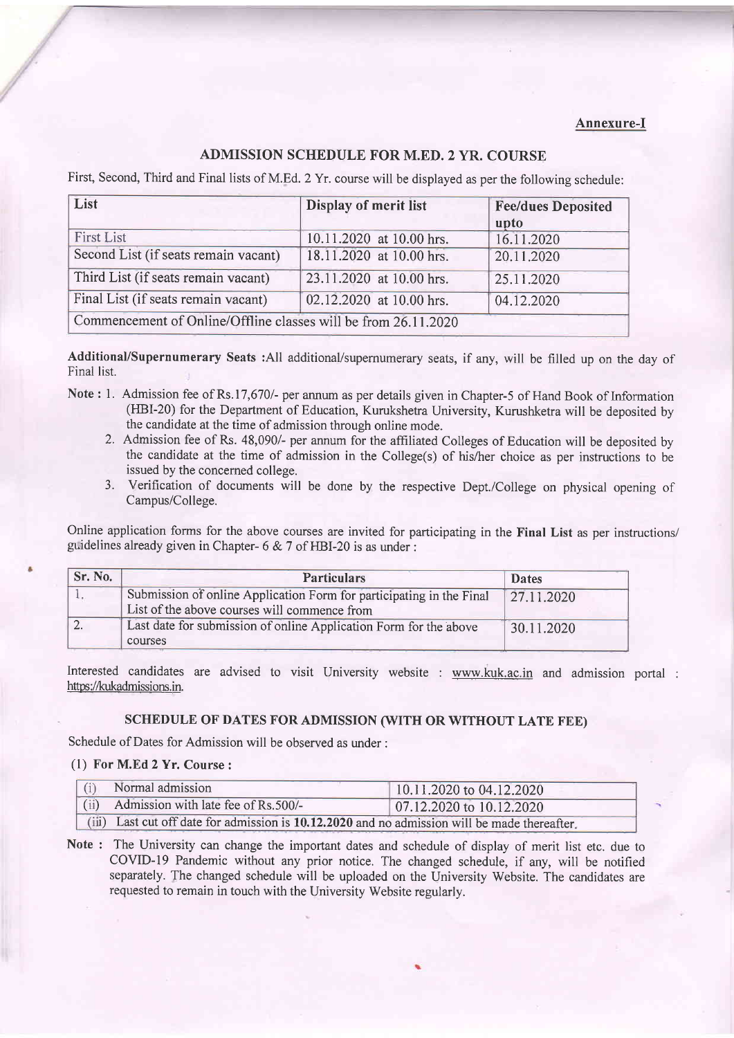**Annexure-I**

## ADMISSION SCHEDULE FOR M.ED. 2 YR. COURSE

First, Second, Third and Final lists of M.Ed. 2 Yr. course will be displayed as per the following schedule:

| List | Display of merit list | Fee/dues Deposited upto |
|---|---|---|
| First List | 10.11.2020 at 10.00 hrs. | 16.11.2020 |
| Second List (if seats remain vacant) | 18.11.2020 at 10.00 hrs. | 20.11.2020 |
| Third List (if seats remain vacant) | 23.11.2020 at 10.00 hrs. | 25.11.2020 |
| Final List (if seats remain vacant) | 02.12.2020 at 10.00 hrs. | 04.12.2020 |
| Commencement of Online/Offline classes will be from 26.11.2020 | | |

**Additional/Supernumerary Seats** :All additional/supernumerary seats, if any, will be filled up on the day of Final list.

Note : 1. Admission fee of Rs.17,670/- per annum as per details given in Chapter-5 of Hand Book of Information (HBI-20) for the Department of Education, Kurukshetra University, Kurushketra will be deposited by the candidate at the time of admission through online mode.

2. Admission fee of Rs. 48,090/- per annum for the affiliated Colleges of Education will be deposited by the candidate at the time of admission in the College(s) of his/her choice as per instructions to be issued by the concerned college.

3. Verification of documents will be done by the respective Dept./College on physical opening of Campus/College.

Online application forms for the above courses are invited for participating in the **Final List** as per instructions/ guidelines already given in Chapter- 6 & 7 of HBI-20 is as under :

| Sr. No. | Particulars | Dates |
|---|---|---|
| 1. | Submission of online Application Form for participating in the Final List of the above courses will commence from | 27.11.2020 |
| 2. | Last date for submission of online Application Form for the above courses | 30.11.2020 |

Interested candidates are advised to visit University website : www.kuk.ac.in and admission portal : https://kukadmissions.in.

## SCHEDULE OF DATES FOR ADMISSION (WITH OR WITHOUT LATE FEE)

Schedule of Dates for Admission will be observed as under :

**(1) For M.Ed 2 Yr. Course :**

| | |
|---|---|
| (i) Normal admission | 10.11.2020 to 04.12.2020 |
| (ii) Admission with late fee of Rs.500/- | 07.12.2020 to 10.12.2020 |
| (iii) Last cut off date for admission is **10.12.2020** and no admission will be made thereafter. | |

Note : The University can change the important dates and schedule of display of merit list etc. due to COVID-19 Pandemic without any prior notice. The changed schedule, if any, will be notified separately. The changed schedule will be uploaded on the University Website. The candidates are requested to remain in touch with the University Website regularly.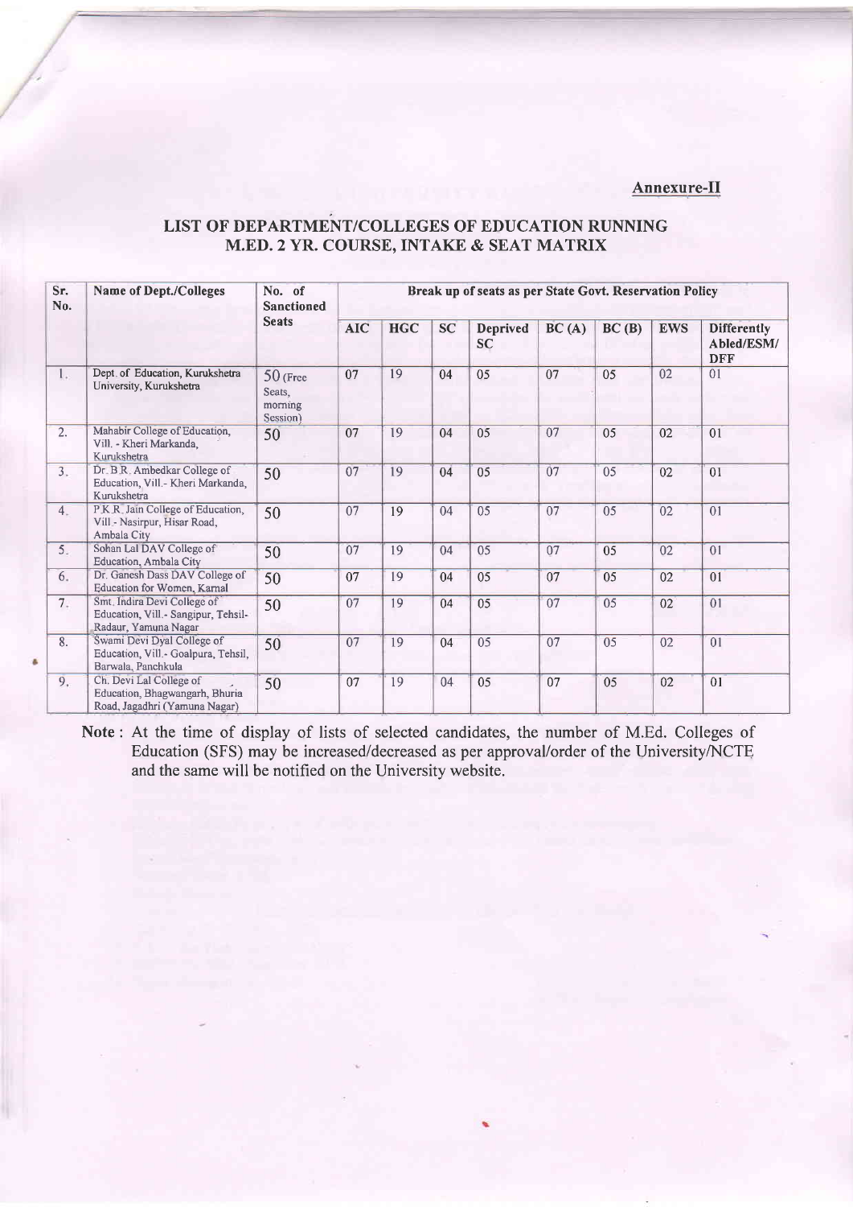**Annexure-II**

## LIST OF DEPARTMENT/COLLEGES OF EDUCATION RUNNING M.ED. 2 YR. COURSE, INTAKE & SEAT MATRIX

| Sr. No. | Name of Dept./Colleges | No. of Sanctioned Seats | Break up of seats as per State Govt. Reservation Policy | | | | | | | |
|---|---|---|---|---|---|---|---|---|---|---|
| | | | AIC | HGC | SC | Deprived SC | BC (A) | BC (B) | EWS | Differently Abled/ESM/ DFF |
| 1. | Dept. of Education, Kurukshetra University, Kurukshetra | 50 (Free Seats, morning Session) | 07 | 19 | 04 | 05 | 07 | 05 | 02 | 01 |
| 2. | Mahabir College of Education, Vill. - Kheri Markanda, Kurukshetra | 50 | 07 | 19 | 04 | 05 | 07 | 05 | 02 | 01 |
| 3. | Dr. B.R. Ambedkar College of Education, Vill.- Kheri Markanda, Kurukshetra | 50 | 07 | 19 | 04 | 05 | 07 | 05 | 02 | 01 |
| 4. | P.K.R. Jain College of Education, Vill.- Nasirpur, Hisar Road, Ambala City | 50 | 07 | 19 | 04 | 05 | 07 | 05 | 02 | 01 |
| 5. | Sohan Lal DAV College of Education, Ambala City | 50 | 07 | 19 | 04 | 05 | 07 | 05 | 02 | 01 |
| 6. | Dr. Ganesh Dass DAV College of Education for Women, Karnal | 50 | 07 | 19 | 04 | 05 | 07 | 05 | 02 | 01 |
| 7. | Smt. Indira Devi College of Education, Vill.- Sangipur, Tehsil-Radaur, Yamuna Nagar | 50 | 07 | 19 | 04 | 05 | 07 | 05 | 02 | 01 |
| 8. | Swami Devi Dyal College of Education, Vill.- Goalpura, Tehsil, Barwala, Panchkula | 50 | 07 | 19 | 04 | 05 | 07 | 05 | 02 | 01 |
| 9. | Ch. Devi Lal College of Education, Bhagwangarh, Bhuria Road, Jagadhri (Yamuna Nagar) | 50 | 07 | 19 | 04 | 05 | 07 | 05 | 02 | 01 |

**Note :** At the time of display of lists of selected candidates, the number of M.Ed. Colleges of Education (SFS) may be increased/decreased as per approval/order of the University/NCTE and the same will be notified on the University website.